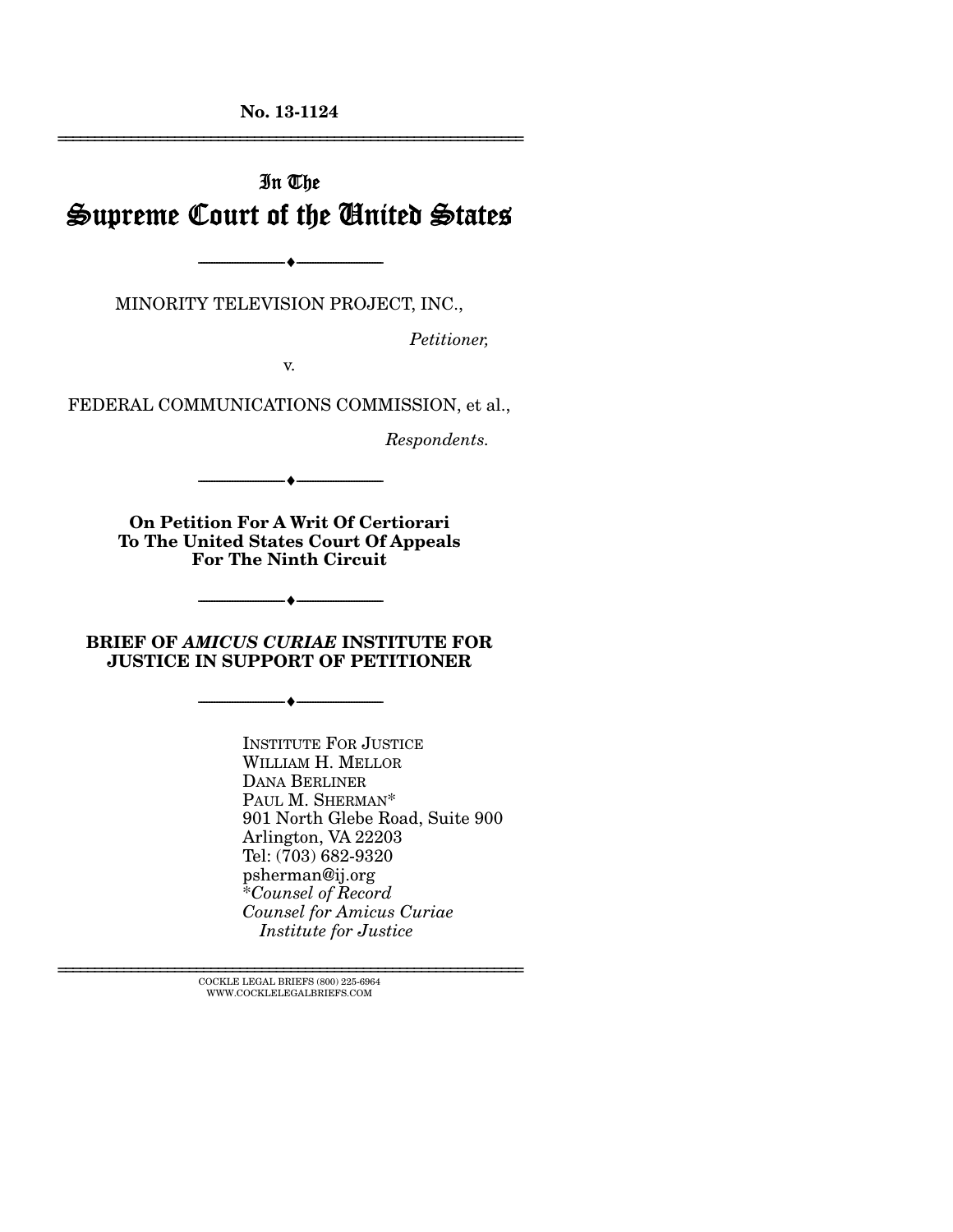**No. 13-1124**

---

# In The Supreme Court of the United States

---

MINORITY TELEVISION PROJECT, INC.,

*Petitioner,*

v.

FEDERAL COMMUNICATIONS COMMISSION, et al.,

*Respondents.*

---

**On Petition For A Writ Of Certiorari To The United States Court Of Appeals For The Ninth Circuit**

---

**BRIEF OF *AMICUS CURIAE* INSTITUTE FOR JUSTICE IN SUPPORT OF PETITIONER**

---

INSTITUTE FOR JUSTICE
WILLIAM H. MELLOR
DANA BERLINER
PAUL M. SHERMAN*
901 North Glebe Road, Suite 900
Arlington, VA 22203
Tel: (703) 682-9320
psherman@ij.org
**Counsel of Record*
*Counsel for Amicus Curiae Institute for Justice*

---

COCKLE LEGAL BRIEFS (800) 225-6964
WWW.COCKLELEGALBRIEFS.COM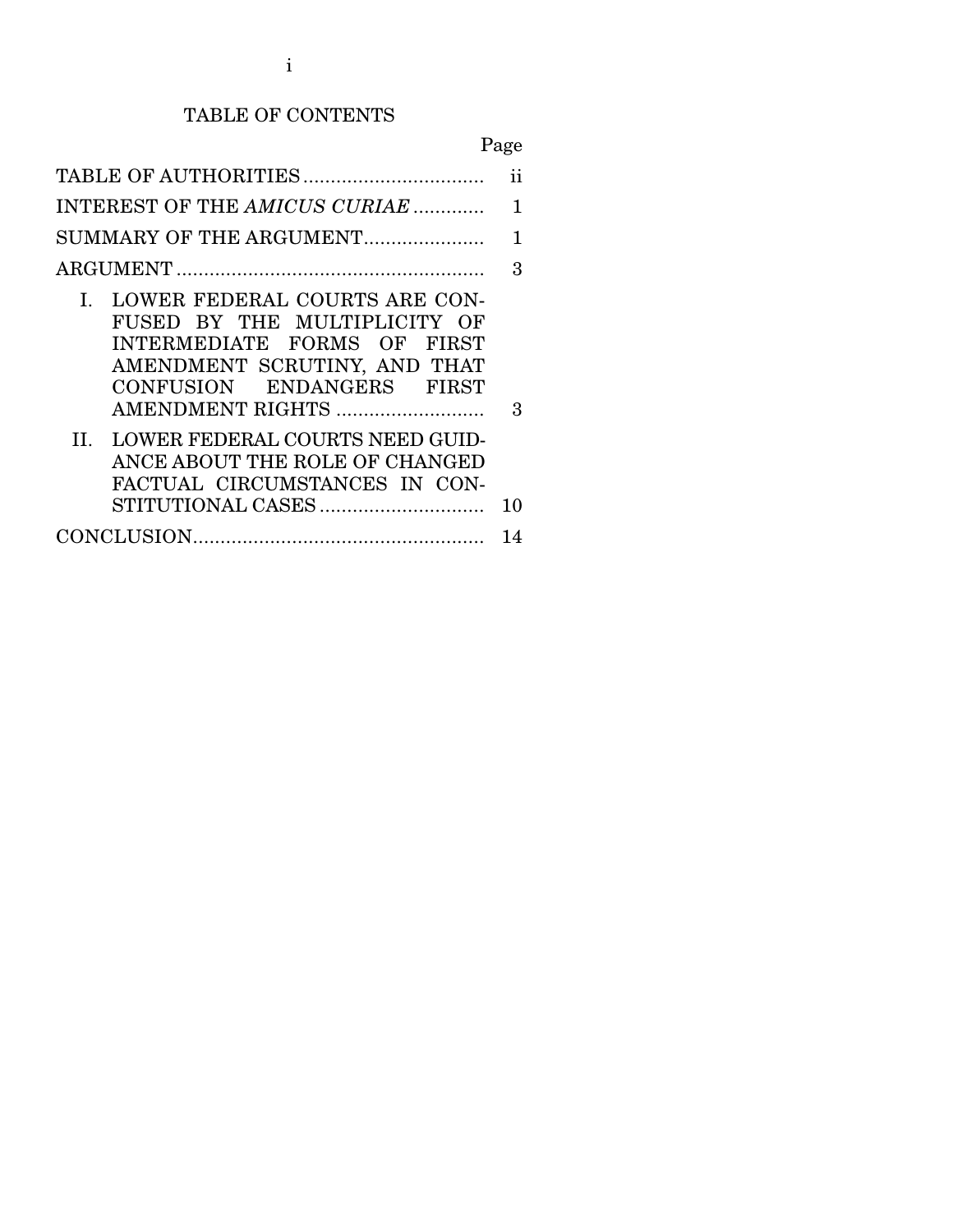# TABLE OF CONTENTS

| | Page |
|---|---|
| TABLE OF AUTHORITIES | ii |
| INTEREST OF THE *AMICUS CURIAE* | 1 |
| SUMMARY OF THE ARGUMENT | 1 |
| ARGUMENT | 3 |
| I. LOWER FEDERAL COURTS ARE CONFUSED BY THE MULTIPLICITY OF INTERMEDIATE FORMS OF FIRST AMENDMENT SCRUTINY, AND THAT CONFUSION ENDANGERS FIRST AMENDMENT RIGHTS | 3 |
| II. LOWER FEDERAL COURTS NEED GUIDANCE ABOUT THE ROLE OF CHANGED FACTUAL CIRCUMSTANCES IN CONSTITUTIONAL CASES | 10 |
| CONCLUSION | 14 |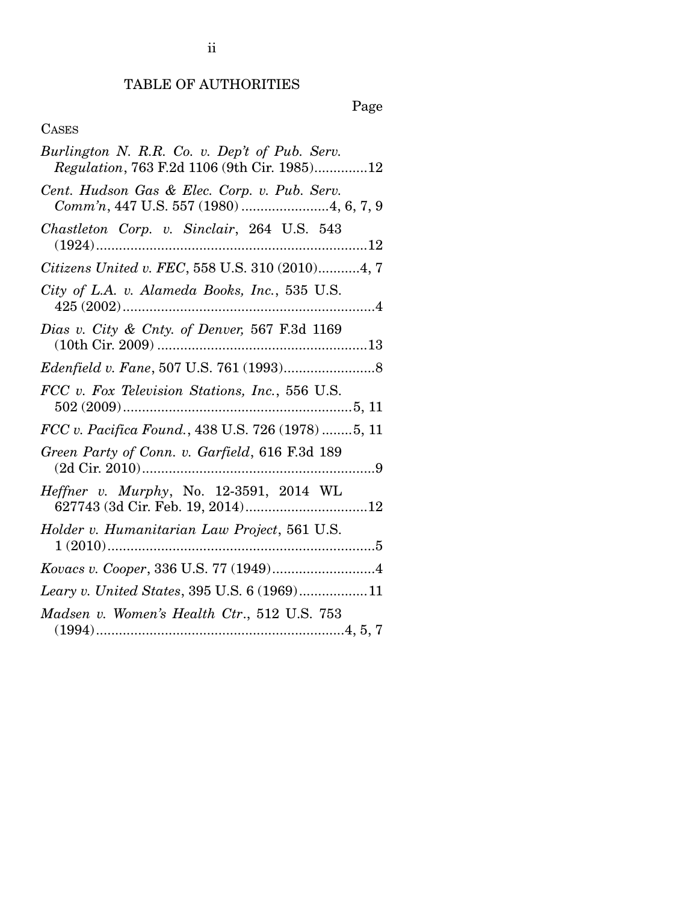# TABLE OF AUTHORITIES

Page

CASES

*Burlington N. R.R. Co. v. Dep't of Pub. Serv. Regulation*, 763 F.2d 1106 (9th Cir. 1985)..............12

*Cent. Hudson Gas & Elec. Corp. v. Pub. Serv. Comm'n*, 447 U.S. 557 (1980) .......................4, 6, 7, 9

*Chastleton Corp. v. Sinclair*, 264 U.S. 543 (1924).......................................................................12

*Citizens United v. FEC*, 558 U.S. 310 (2010)...........4, 7

*City of L.A. v. Alameda Books, Inc.*, 535 U.S. 425 (2002)..................................................................4

*Dias v. City & Cnty. of Denver,* 567 F.3d 1169 (10th Cir. 2009) ......................................................13

*Edenfield v. Fane*, 507 U.S. 761 (1993)........................8

*FCC v. Fox Television Stations, Inc.*, 556 U.S. 502 (2009)............................................................5, 11

*FCC v. Pacifica Found.*, 438 U.S. 726 (1978) ........5, 11

*Green Party of Conn. v. Garfield*, 616 F.3d 189 (2d Cir. 2010).............................................................9

*Heffner v. Murphy*, No. 12-3591, 2014 WL 627743 (3d Cir. Feb. 19, 2014)................................12

*Holder v. Humanitarian Law Project*, 561 U.S. 1 (2010)......................................................................5

*Kovacs v. Cooper*, 336 U.S. 77 (1949)...........................4

*Leary v. United States*, 395 U.S. 6 (1969)..................11

*Madsen v. Women's Health Ctr*., 512 U.S. 753 (1994)................................................................4, 5, 7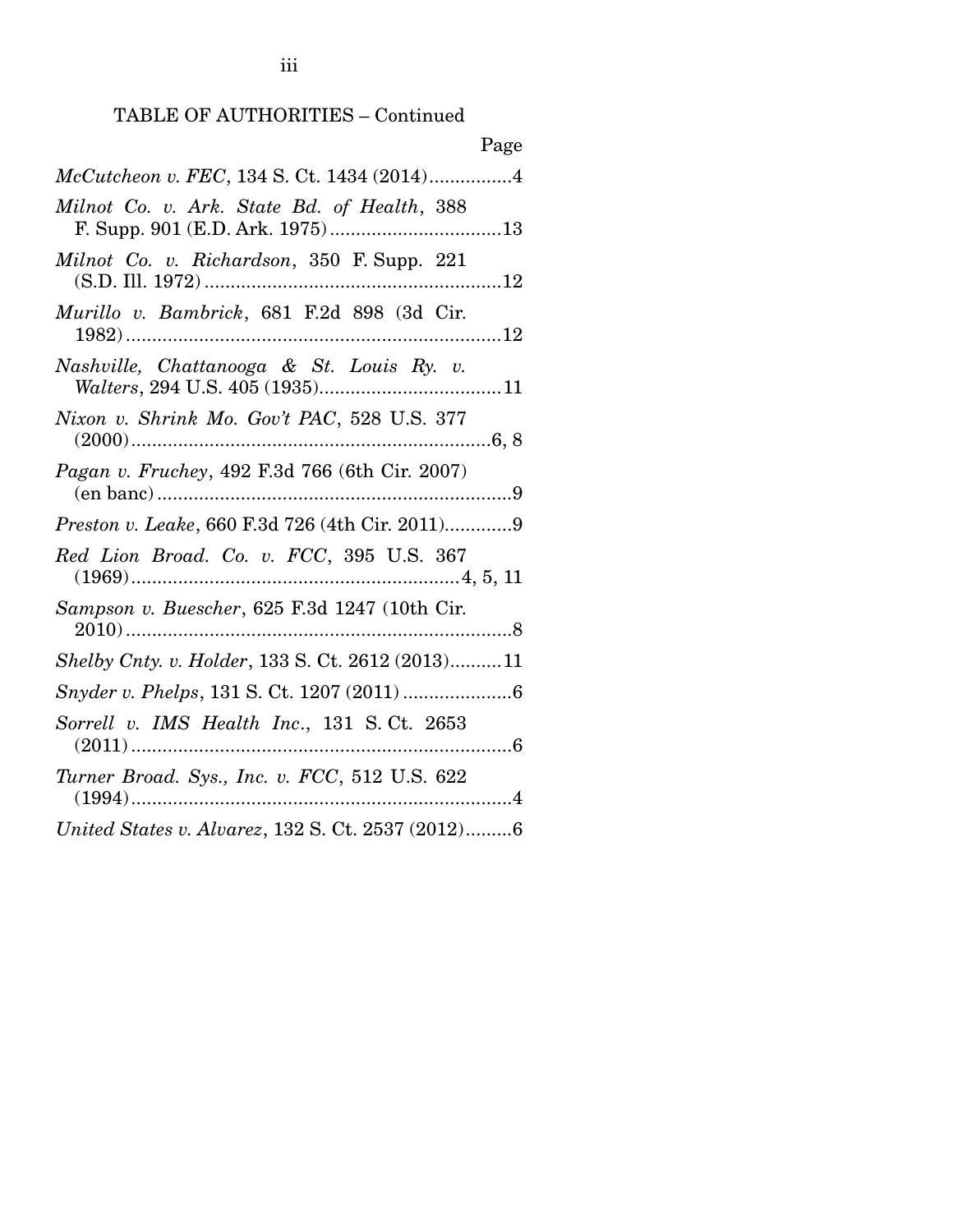TABLE OF AUTHORITIES – Continued

Page

*McCutcheon v. FEC*, 134 S. Ct. 1434 (2014)................4

*Milnot Co. v. Ark. State Bd. of Health*, 388 F. Supp. 901 (E.D. Ark. 1975).................................13

*Milnot Co. v. Richardson*, 350 F. Supp. 221 (S.D. Ill. 1972).........................................................12

*Murillo v. Bambrick*, 681 F.2d 898 (3d Cir. 1982).......................................................................12

*Nashville, Chattanooga & St. Louis Ry. v. Walters*, 294 U.S. 405 (1935)...................................11

*Nixon v. Shrink Mo. Gov't PAC*, 528 U.S. 377 (2000).....................................................................6, 8

*Pagan v. Fruchey*, 492 F.3d 766 (6th Cir. 2007) (en banc)....................................................................9

*Preston v. Leake*, 660 F.3d 726 (4th Cir. 2011).............9

*Red Lion Broad. Co. v. FCC*, 395 U.S. 367 (1969)..............................................................4, 5, 11

*Sampson v. Buescher*, 625 F.3d 1247 (10th Cir. 2010).........................................................................8

*Shelby Cnty. v. Holder*, 133 S. Ct. 2612 (2013)..........11

*Snyder v. Phelps*, 131 S. Ct. 1207 (2011).....................6

*Sorrell v. IMS Health Inc.*, 131 S. Ct. 2653 (2011).........................................................................6

*Turner Broad. Sys., Inc. v. FCC*, 512 U.S. 622 (1994).........................................................................4

*United States v. Alvarez*, 132 S. Ct. 2537 (2012).........6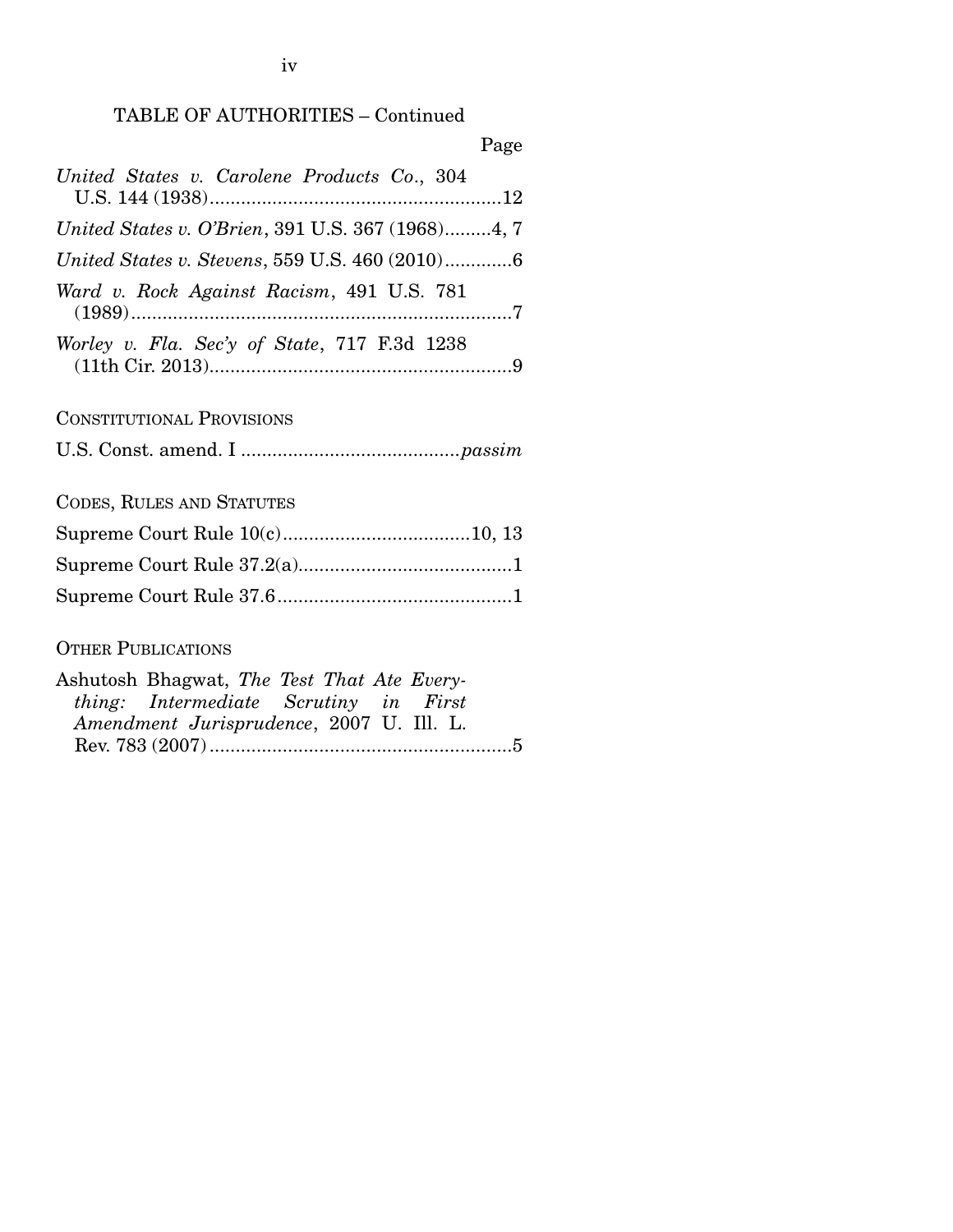TABLE OF AUTHORITIES – Continued

Page

*United States v. Carolene Products Co.*, 304 U.S. 144 (1938) ........................................................ 12

*United States v. O'Brien*, 391 U.S. 367 (1968) ......... 4, 7

*United States v. Stevens*, 559 U.S. 460 (2010) ............. 6

*Ward v. Rock Against Racism*, 491 U.S. 781 (1989) ......................................................................... 7

*Worley v. Fla. Sec'y of State*, 717 F.3d 1238 (11th Cir. 2013) ......................................................... 9

CONSTITUTIONAL PROVISIONS

U.S. Const. amend. I .......................................... *passim*

CODES, RULES AND STATUTES

Supreme Court Rule 10(c) .................................... 10, 13

Supreme Court Rule 37.2(a) ......................................... 1

Supreme Court Rule 37.6 ............................................. 1

OTHER PUBLICATIONS

Ashutosh Bhagwat, *The Test That Ate Everything: Intermediate Scrutiny in First Amendment Jurisprudence*, 2007 U. Ill. L. Rev. 783 (2007) ......................................................... 5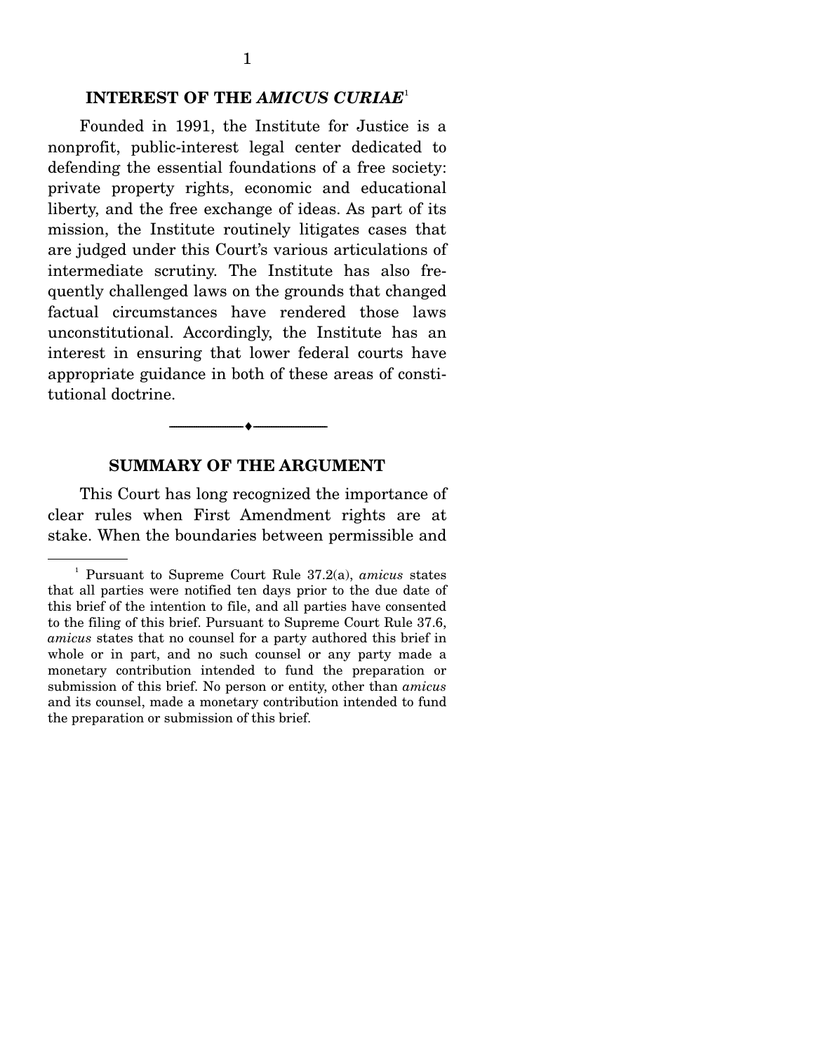## INTEREST OF THE *AMICUS CURIAE*[1]

Founded in 1991, the Institute for Justice is a nonprofit, public-interest legal center dedicated to defending the essential foundations of a free society: private property rights, economic and educational liberty, and the free exchange of ideas. As part of its mission, the Institute routinely litigates cases that are judged under this Court's various articulations of intermediate scrutiny. The Institute has also frequently challenged laws on the grounds that changed factual circumstances have rendered those laws unconstitutional. Accordingly, the Institute has an interest in ensuring that lower federal courts have appropriate guidance in both of these areas of constitutional doctrine.

---

## SUMMARY OF THE ARGUMENT

This Court has long recognized the importance of clear rules when First Amendment rights are at stake. When the boundaries between permissible and

---

[1] Pursuant to Supreme Court Rule 37.2(a), *amicus* states that all parties were notified ten days prior to the due date of this brief of the intention to file, and all parties have consented to the filing of this brief. Pursuant to Supreme Court Rule 37.6, *amicus* states that no counsel for a party authored this brief in whole or in part, and no such counsel or any party made a monetary contribution intended to fund the preparation or submission of this brief. No person or entity, other than *amicus* and its counsel, made a monetary contribution intended to fund the preparation or submission of this brief.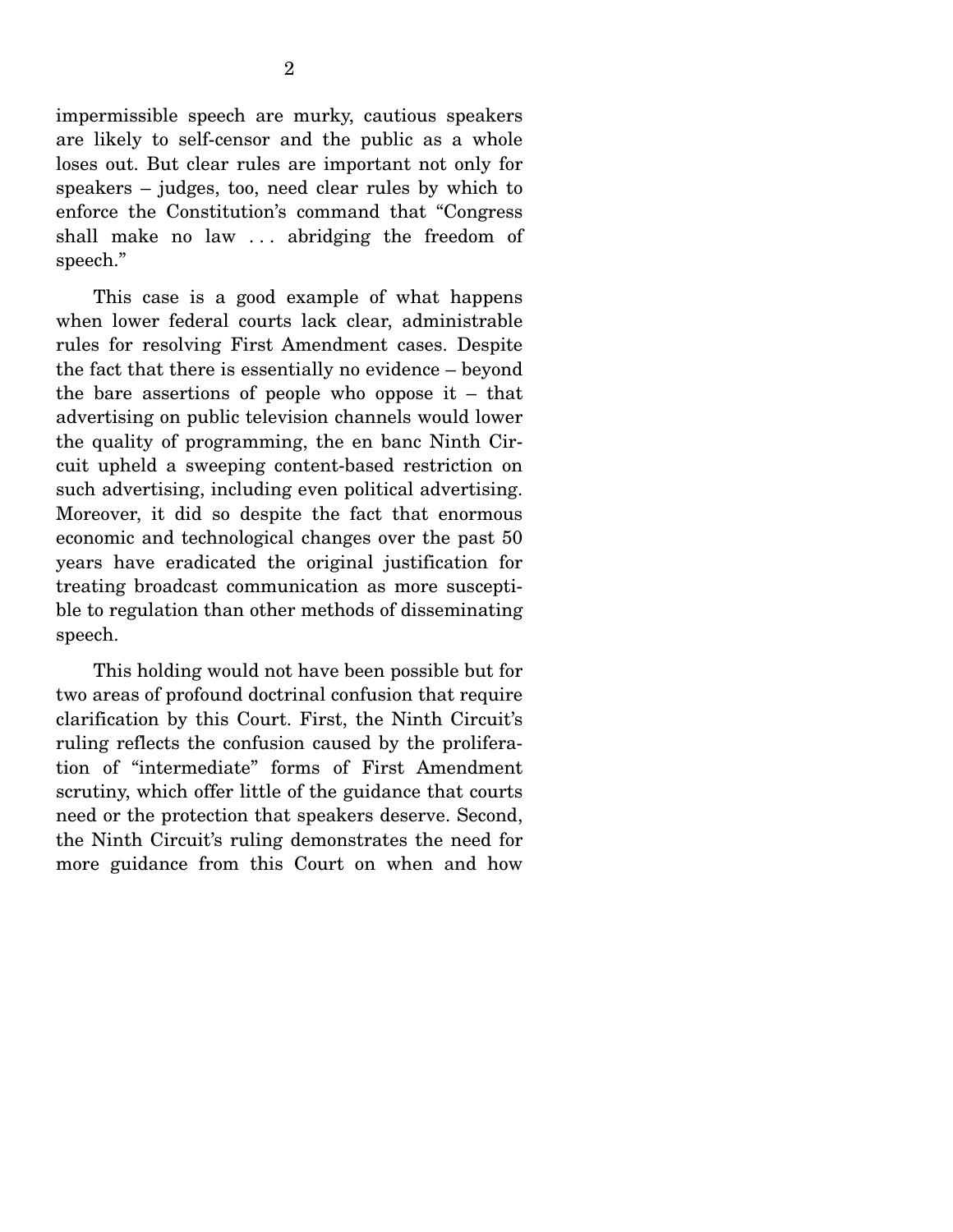impermissible speech are murky, cautious speakers are likely to self-censor and the public as a whole loses out. But clear rules are important not only for speakers – judges, too, need clear rules by which to enforce the Constitution's command that "Congress shall make no law . . . abridging the freedom of speech."

This case is a good example of what happens when lower federal courts lack clear, administrable rules for resolving First Amendment cases. Despite the fact that there is essentially no evidence – beyond the bare assertions of people who oppose it – that advertising on public television channels would lower the quality of programming, the en banc Ninth Circuit upheld a sweeping content-based restriction on such advertising, including even political advertising. Moreover, it did so despite the fact that enormous economic and technological changes over the past 50 years have eradicated the original justification for treating broadcast communication as more susceptible to regulation than other methods of disseminating speech.

This holding would not have been possible but for two areas of profound doctrinal confusion that require clarification by this Court. First, the Ninth Circuit's ruling reflects the confusion caused by the proliferation of "intermediate" forms of First Amendment scrutiny, which offer little of the guidance that courts need or the protection that speakers deserve. Second, the Ninth Circuit's ruling demonstrates the need for more guidance from this Court on when and how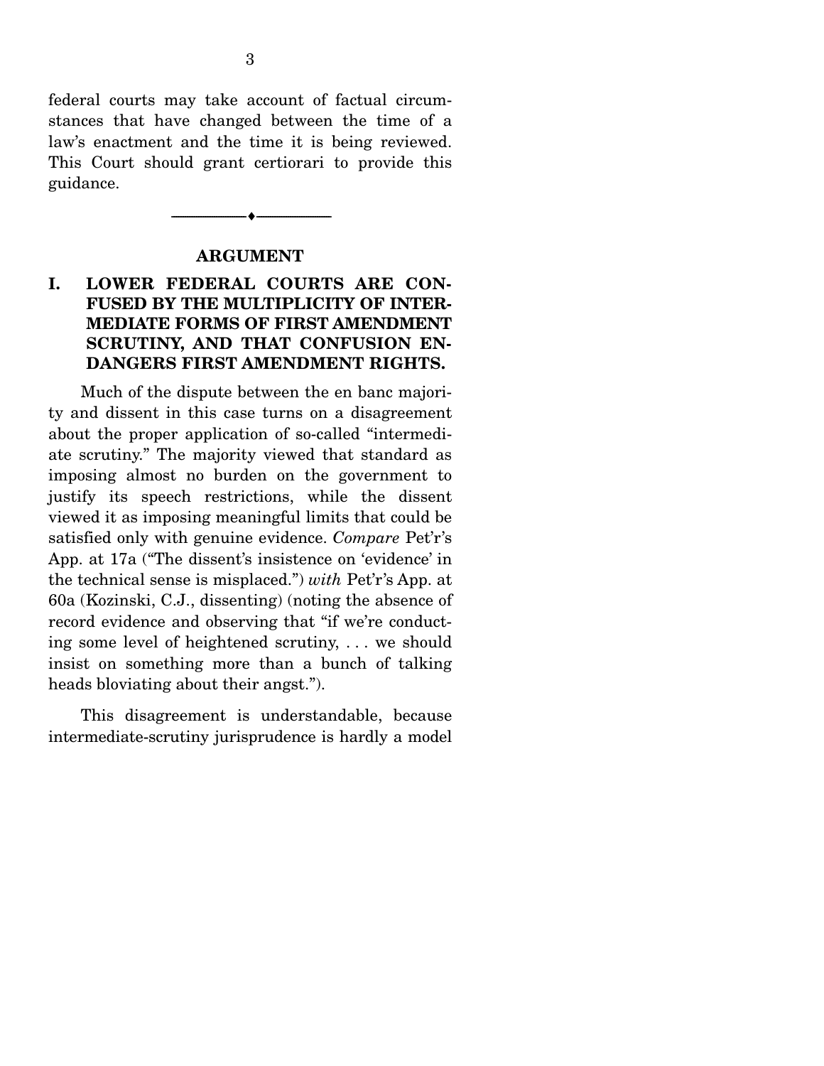federal courts may take account of factual circumstances that have changed between the time of a law's enactment and the time it is being reviewed. This Court should grant certiorari to provide this guidance.

---

## ARGUMENT

### I. LOWER FEDERAL COURTS ARE CONFUSED BY THE MULTIPLICITY OF INTERMEDIATE FORMS OF FIRST AMENDMENT SCRUTINY, AND THAT CONFUSION ENDANGERS FIRST AMENDMENT RIGHTS.

Much of the dispute between the en banc majority and dissent in this case turns on a disagreement about the proper application of so-called "intermediate scrutiny." The majority viewed that standard as imposing almost no burden on the government to justify its speech restrictions, while the dissent viewed it as imposing meaningful limits that could be satisfied only with genuine evidence. *Compare* Pet'r's App. at 17a ("The dissent's insistence on 'evidence' in the technical sense is misplaced.") *with* Pet'r's App. at 60a (Kozinski, C.J., dissenting) (noting the absence of record evidence and observing that "if we're conducting some level of heightened scrutiny, . . . we should insist on something more than a bunch of talking heads bloviating about their angst.").

This disagreement is understandable, because intermediate-scrutiny jurisprudence is hardly a model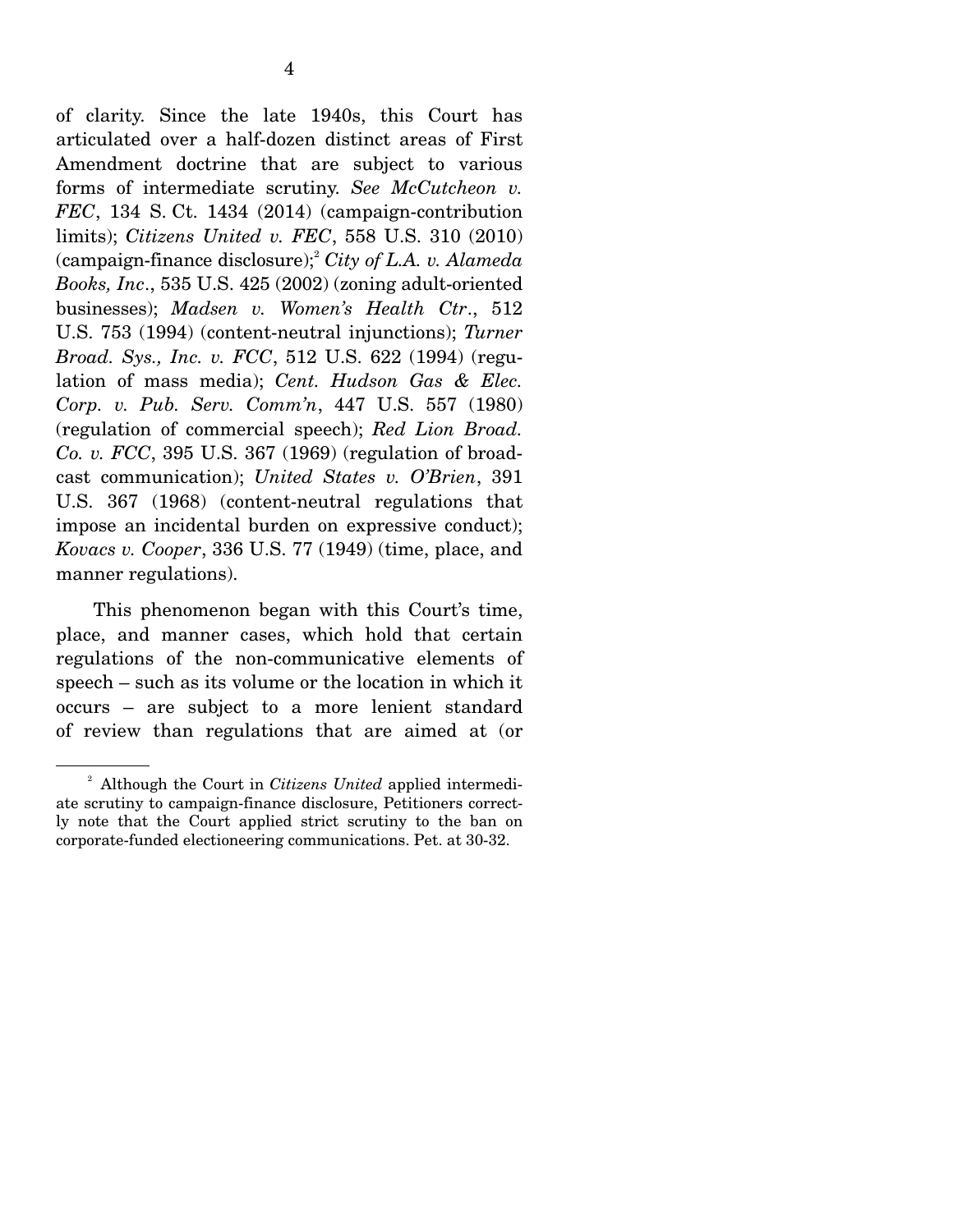of clarity. Since the late 1940s, this Court has articulated over a half-dozen distinct areas of First Amendment doctrine that are subject to various forms of intermediate scrutiny. *See McCutcheon v. FEC*, 134 S. Ct. 1434 (2014) (campaign-contribution limits); *Citizens United v. FEC*, 558 U.S. 310 (2010) (campaign-finance disclosure);[2] *City of L.A. v. Alameda Books, Inc.*, 535 U.S. 425 (2002) (zoning adult-oriented businesses); *Madsen v. Women's Health Ctr.*, 512 U.S. 753 (1994) (content-neutral injunctions); *Turner Broad. Sys., Inc. v. FCC*, 512 U.S. 622 (1994) (regulation of mass media); *Cent. Hudson Gas & Elec. Corp. v. Pub. Serv. Comm'n*, 447 U.S. 557 (1980) (regulation of commercial speech); *Red Lion Broad. Co. v. FCC*, 395 U.S. 367 (1969) (regulation of broadcast communication); *United States v. O'Brien*, 391 U.S. 367 (1968) (content-neutral regulations that impose an incidental burden on expressive conduct); *Kovacs v. Cooper*, 336 U.S. 77 (1949) (time, place, and manner regulations).

This phenomenon began with this Court's time, place, and manner cases, which hold that certain regulations of the non-communicative elements of speech – such as its volume or the location in which it occurs – are subject to a more lenient standard of review than regulations that are aimed at (or

---

[2] Although the Court in *Citizens United* applied intermediate scrutiny to campaign-finance disclosure, Petitioners correctly note that the Court applied strict scrutiny to the ban on corporate-funded electioneering communications. Pet. at 30-32.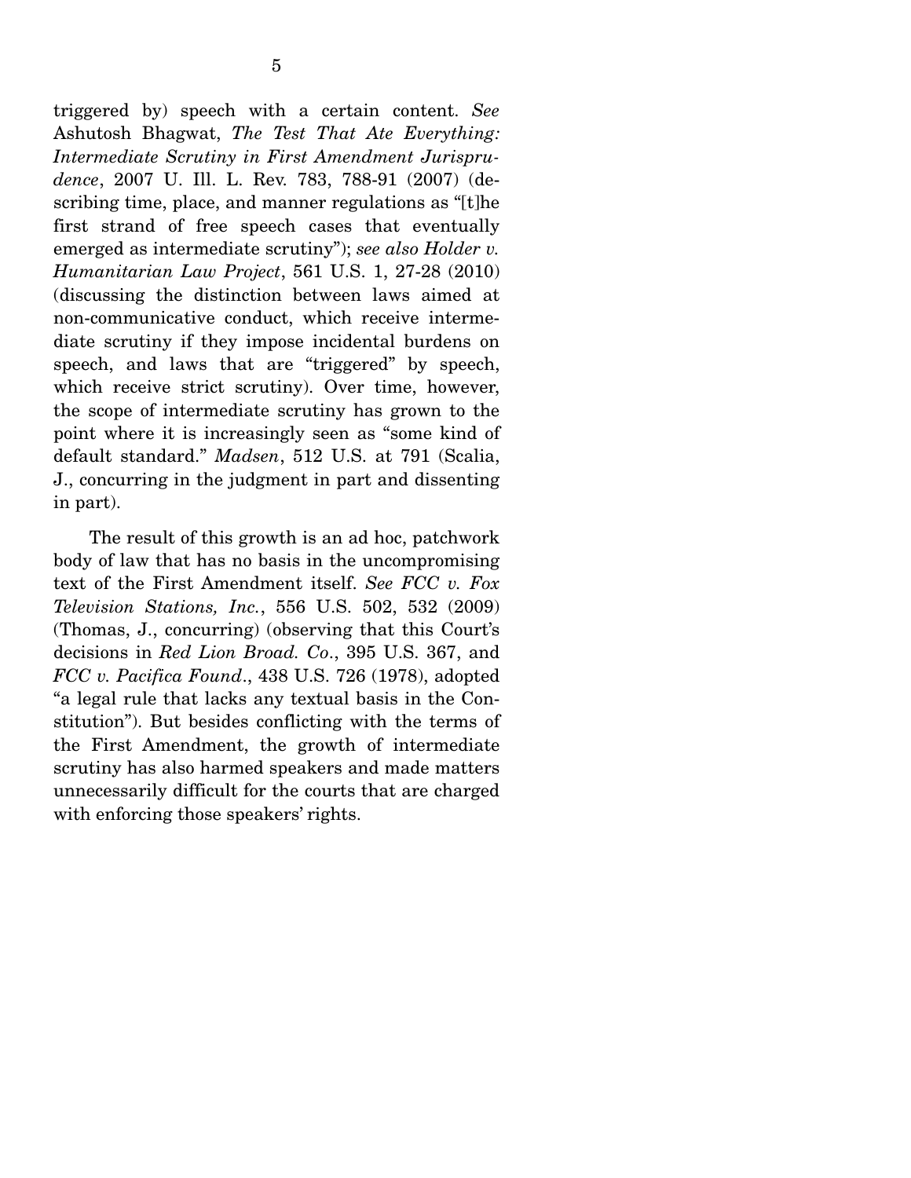triggered by) speech with a certain content. *See* Ashutosh Bhagwat, *The Test That Ate Everything: Intermediate Scrutiny in First Amendment Jurisprudence*, 2007 U. Ill. L. Rev. 783, 788-91 (2007) (describing time, place, and manner regulations as "[t]he first strand of free speech cases that eventually emerged as intermediate scrutiny"); *see also Holder v. Humanitarian Law Project*, 561 U.S. 1, 27-28 (2010) (discussing the distinction between laws aimed at non-communicative conduct, which receive intermediate scrutiny if they impose incidental burdens on speech, and laws that are "triggered" by speech, which receive strict scrutiny). Over time, however, the scope of intermediate scrutiny has grown to the point where it is increasingly seen as "some kind of default standard." *Madsen*, 512 U.S. at 791 (Scalia, J., concurring in the judgment in part and dissenting in part).

The result of this growth is an ad hoc, patchwork body of law that has no basis in the uncompromising text of the First Amendment itself. *See FCC v. Fox Television Stations, Inc.*, 556 U.S. 502, 532 (2009) (Thomas, J., concurring) (observing that this Court's decisions in *Red Lion Broad. Co*., 395 U.S. 367, and *FCC v. Pacifica Found*., 438 U.S. 726 (1978), adopted "a legal rule that lacks any textual basis in the Constitution"). But besides conflicting with the terms of the First Amendment, the growth of intermediate scrutiny has also harmed speakers and made matters unnecessarily difficult for the courts that are charged with enforcing those speakers' rights.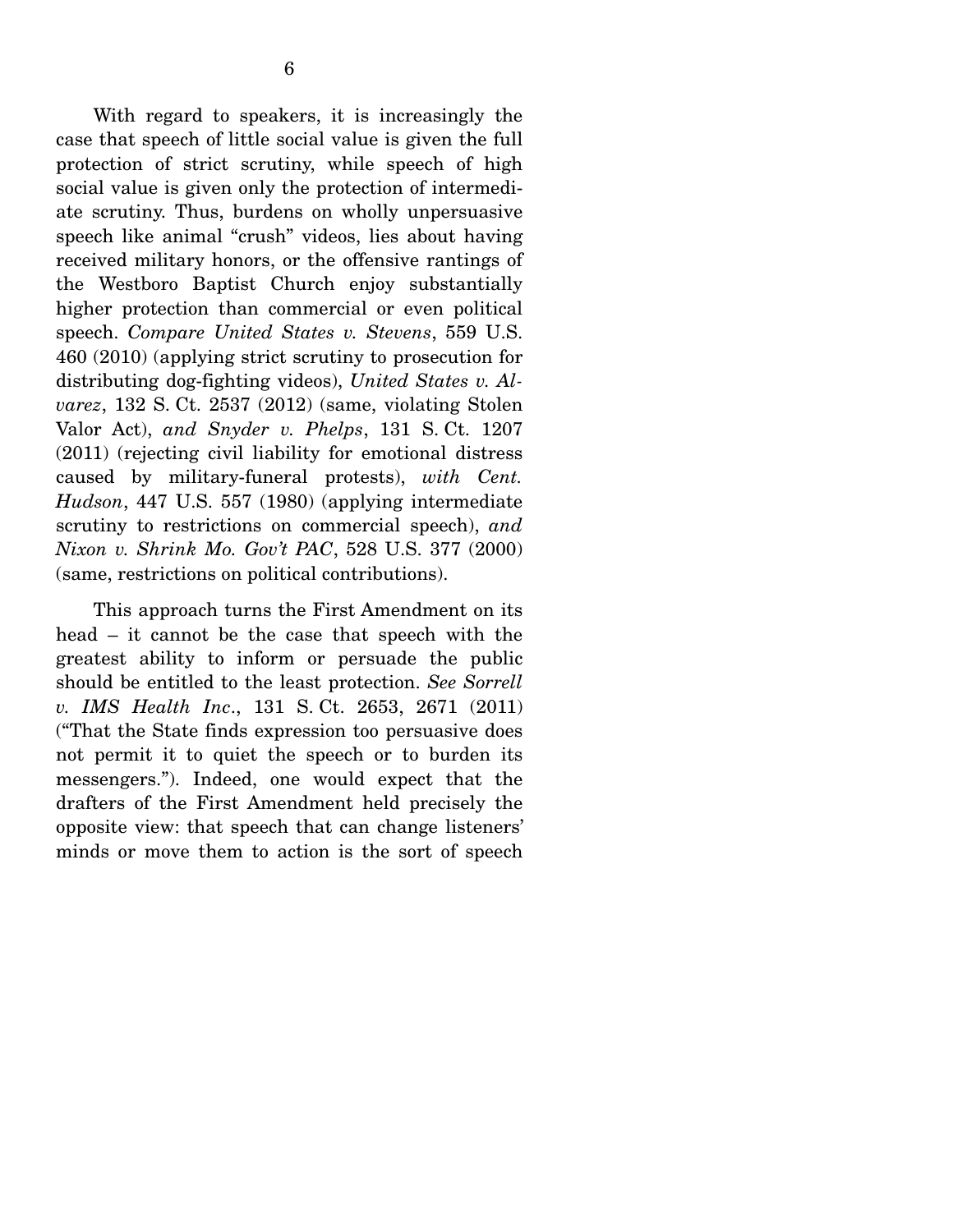With regard to speakers, it is increasingly the case that speech of little social value is given the full protection of strict scrutiny, while speech of high social value is given only the protection of intermediate scrutiny. Thus, burdens on wholly unpersuasive speech like animal "crush" videos, lies about having received military honors, or the offensive rantings of the Westboro Baptist Church enjoy substantially higher protection than commercial or even political speech. *Compare United States v. Stevens*, 559 U.S. 460 (2010) (applying strict scrutiny to prosecution for distributing dog-fighting videos), *United States v. Alvarez*, 132 S. Ct. 2537 (2012) (same, violating Stolen Valor Act), *and Snyder v. Phelps*, 131 S. Ct. 1207 (2011) (rejecting civil liability for emotional distress caused by military-funeral protests), *with Cent. Hudson*, 447 U.S. 557 (1980) (applying intermediate scrutiny to restrictions on commercial speech), *and Nixon v. Shrink Mo. Gov't PAC*, 528 U.S. 377 (2000) (same, restrictions on political contributions).

This approach turns the First Amendment on its head – it cannot be the case that speech with the greatest ability to inform or persuade the public should be entitled to the least protection. *See Sorrell v. IMS Health Inc.*, 131 S. Ct. 2653, 2671 (2011) ("That the State finds expression too persuasive does not permit it to quiet the speech or to burden its messengers."). Indeed, one would expect that the drafters of the First Amendment held precisely the opposite view: that speech that can change listeners' minds or move them to action is the sort of speech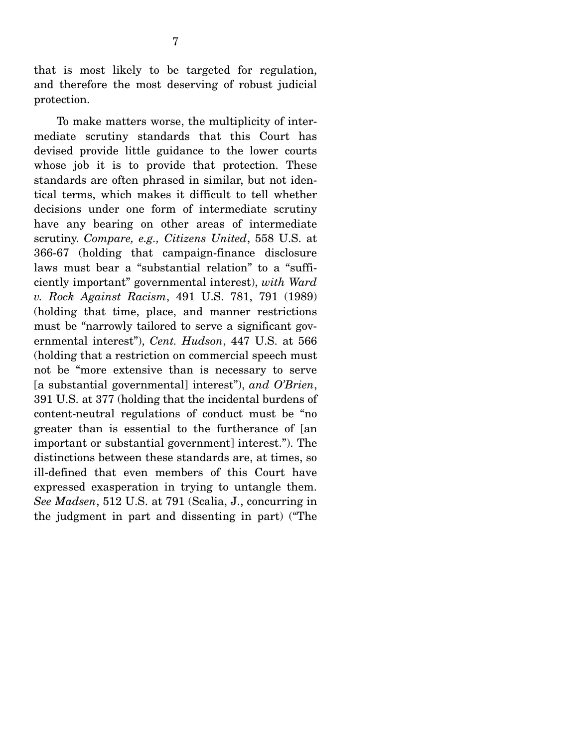that is most likely to be targeted for regulation, and therefore the most deserving of robust judicial protection.

To make matters worse, the multiplicity of intermediate scrutiny standards that this Court has devised provide little guidance to the lower courts whose job it is to provide that protection. These standards are often phrased in similar, but not identical terms, which makes it difficult to tell whether decisions under one form of intermediate scrutiny have any bearing on other areas of intermediate scrutiny. *Compare, e.g., Citizens United*, 558 U.S. at 366-67 (holding that campaign-finance disclosure laws must bear a "substantial relation" to a "sufficiently important" governmental interest), *with Ward v. Rock Against Racism*, 491 U.S. 781, 791 (1989) (holding that time, place, and manner restrictions must be "narrowly tailored to serve a significant governmental interest"), *Cent. Hudson*, 447 U.S. at 566 (holding that a restriction on commercial speech must not be "more extensive than is necessary to serve [a substantial governmental] interest"), *and O'Brien*, 391 U.S. at 377 (holding that the incidental burdens of content-neutral regulations of conduct must be "no greater than is essential to the furtherance of [an important or substantial government] interest."). The distinctions between these standards are, at times, so ill-defined that even members of this Court have expressed exasperation in trying to untangle them. *See Madsen*, 512 U.S. at 791 (Scalia, J., concurring in the judgment in part and dissenting in part) ("The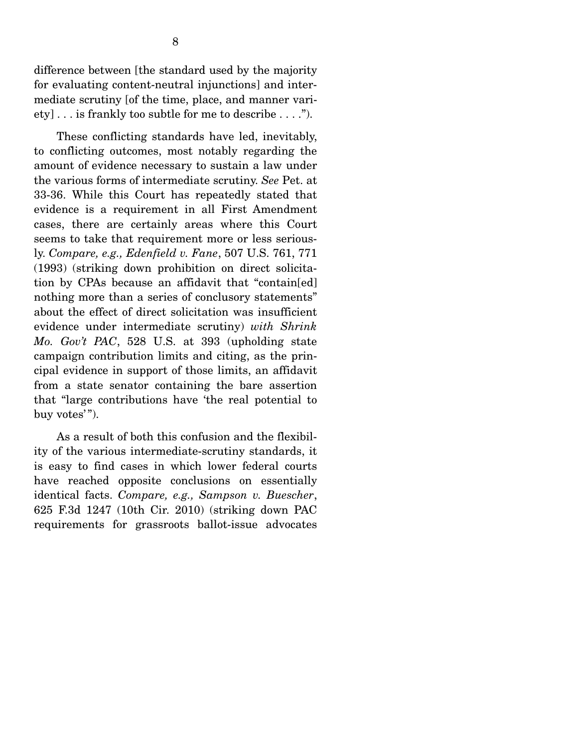difference between [the standard used by the majority for evaluating content-neutral injunctions] and intermediate scrutiny [of the time, place, and manner variety] . . . is frankly too subtle for me to describe . . . .").

These conflicting standards have led, inevitably, to conflicting outcomes, most notably regarding the amount of evidence necessary to sustain a law under the various forms of intermediate scrutiny. *See* Pet. at 33-36. While this Court has repeatedly stated that evidence is a requirement in all First Amendment cases, there are certainly areas where this Court seems to take that requirement more or less seriously. *Compare, e.g., Edenfield v. Fane*, 507 U.S. 761, 771 (1993) (striking down prohibition on direct solicitation by CPAs because an affidavit that "contain[ed] nothing more than a series of conclusory statements" about the effect of direct solicitation was insufficient evidence under intermediate scrutiny) *with Shrink Mo. Gov't PAC*, 528 U.S. at 393 (upholding state campaign contribution limits and citing, as the principal evidence in support of those limits, an affidavit from a state senator containing the bare assertion that "large contributions have 'the real potential to buy votes'").

As a result of both this confusion and the flexibility of the various intermediate-scrutiny standards, it is easy to find cases in which lower federal courts have reached opposite conclusions on essentially identical facts. *Compare, e.g., Sampson v. Buescher*, 625 F.3d 1247 (10th Cir. 2010) (striking down PAC requirements for grassroots ballot-issue advocates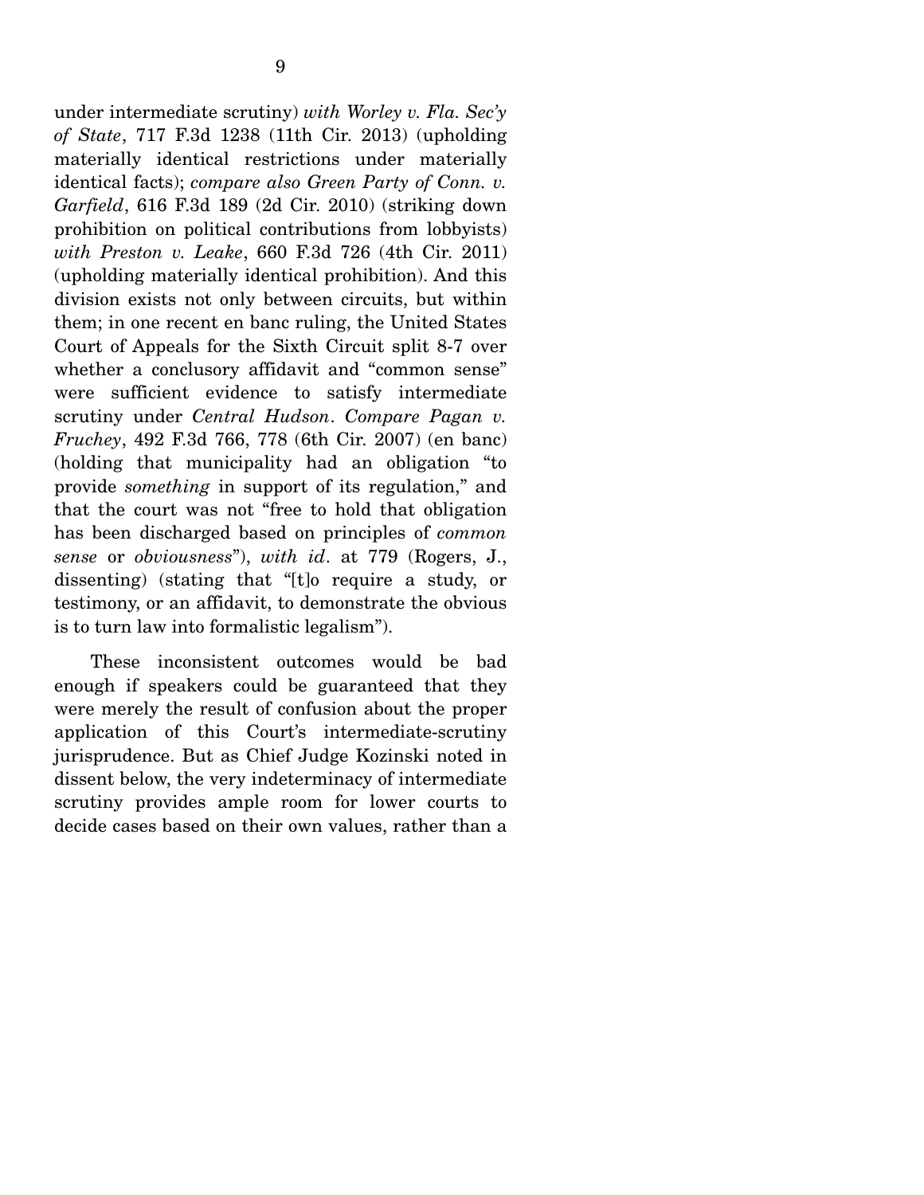under intermediate scrutiny) *with Worley v. Fla. Sec'y of State*, 717 F.3d 1238 (11th Cir. 2013) (upholding materially identical restrictions under materially identical facts); *compare also Green Party of Conn. v. Garfield*, 616 F.3d 189 (2d Cir. 2010) (striking down prohibition on political contributions from lobbyists) *with Preston v. Leake*, 660 F.3d 726 (4th Cir. 2011) (upholding materially identical prohibition). And this division exists not only between circuits, but within them; in one recent en banc ruling, the United States Court of Appeals for the Sixth Circuit split 8-7 over whether a conclusory affidavit and "common sense" were sufficient evidence to satisfy intermediate scrutiny under *Central Hudson*. *Compare Pagan v. Fruchey*, 492 F.3d 766, 778 (6th Cir. 2007) (en banc) (holding that municipality had an obligation "to provide *something* in support of its regulation," and that the court was not "free to hold that obligation has been discharged based on principles of *common sense* or *obviousness*"), *with id*. at 779 (Rogers, J., dissenting) (stating that "[t]o require a study, or testimony, or an affidavit, to demonstrate the obvious is to turn law into formalistic legalism").

These inconsistent outcomes would be bad enough if speakers could be guaranteed that they were merely the result of confusion about the proper application of this Court's intermediate-scrutiny jurisprudence. But as Chief Judge Kozinski noted in dissent below, the very indeterminacy of intermediate scrutiny provides ample room for lower courts to decide cases based on their own values, rather than a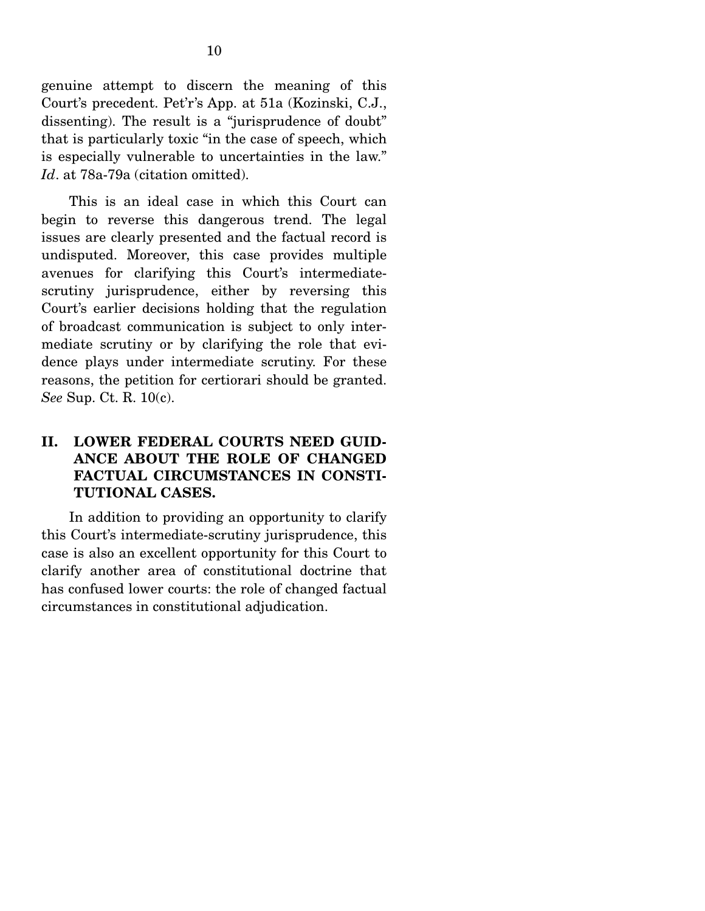genuine attempt to discern the meaning of this Court's precedent. Pet'r's App. at 51a (Kozinski, C.J., dissenting). The result is a "jurisprudence of doubt" that is particularly toxic "in the case of speech, which is especially vulnerable to uncertainties in the law." *Id*. at 78a-79a (citation omitted).

This is an ideal case in which this Court can begin to reverse this dangerous trend. The legal issues are clearly presented and the factual record is undisputed. Moreover, this case provides multiple avenues for clarifying this Court's intermediate-scrutiny jurisprudence, either by reversing this Court's earlier decisions holding that the regulation of broadcast communication is subject to only intermediate scrutiny or by clarifying the role that evidence plays under intermediate scrutiny. For these reasons, the petition for certiorari should be granted. *See* Sup. Ct. R. 10(c).

## II. LOWER FEDERAL COURTS NEED GUIDANCE ABOUT THE ROLE OF CHANGED FACTUAL CIRCUMSTANCES IN CONSTITUTIONAL CASES.

In addition to providing an opportunity to clarify this Court's intermediate-scrutiny jurisprudence, this case is also an excellent opportunity for this Court to clarify another area of constitutional doctrine that has confused lower courts: the role of changed factual circumstances in constitutional adjudication.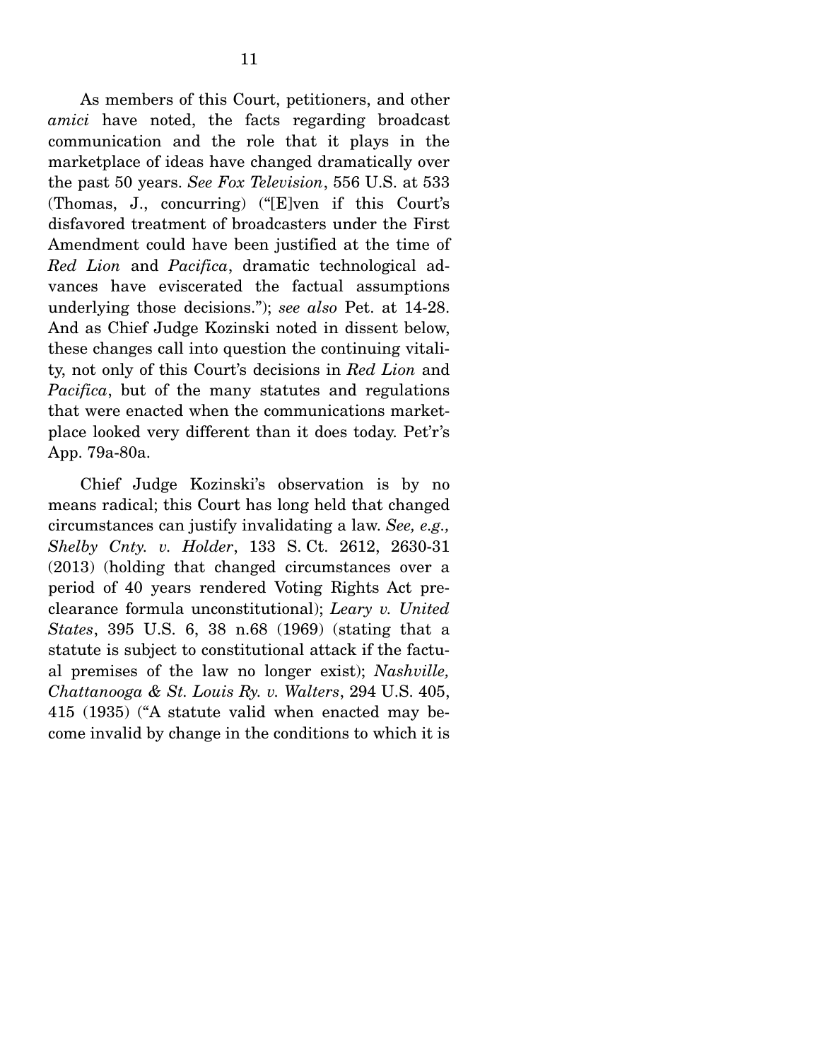As members of this Court, petitioners, and other *amici* have noted, the facts regarding broadcast communication and the role that it plays in the marketplace of ideas have changed dramatically over the past 50 years. *See Fox Television*, 556 U.S. at 533 (Thomas, J., concurring) ("[E]ven if this Court's disfavored treatment of broadcasters under the First Amendment could have been justified at the time of *Red Lion* and *Pacifica*, dramatic technological advances have eviscerated the factual assumptions underlying those decisions."); *see also* Pet. at 14-28. And as Chief Judge Kozinski noted in dissent below, these changes call into question the continuing vitality, not only of this Court's decisions in *Red Lion* and *Pacifica*, but of the many statutes and regulations that were enacted when the communications marketplace looked very different than it does today. Pet'r's App. 79a-80a.

Chief Judge Kozinski's observation is by no means radical; this Court has long held that changed circumstances can justify invalidating a law. *See, e.g., Shelby Cnty. v. Holder*, 133 S. Ct. 2612, 2630-31 (2013) (holding that changed circumstances over a period of 40 years rendered Voting Rights Act preclearance formula unconstitutional); *Leary v. United States*, 395 U.S. 6, 38 n.68 (1969) (stating that a statute is subject to constitutional attack if the factual premises of the law no longer exist); *Nashville, Chattanooga & St. Louis Ry. v. Walters*, 294 U.S. 405, 415 (1935) ("A statute valid when enacted may become invalid by change in the conditions to which it is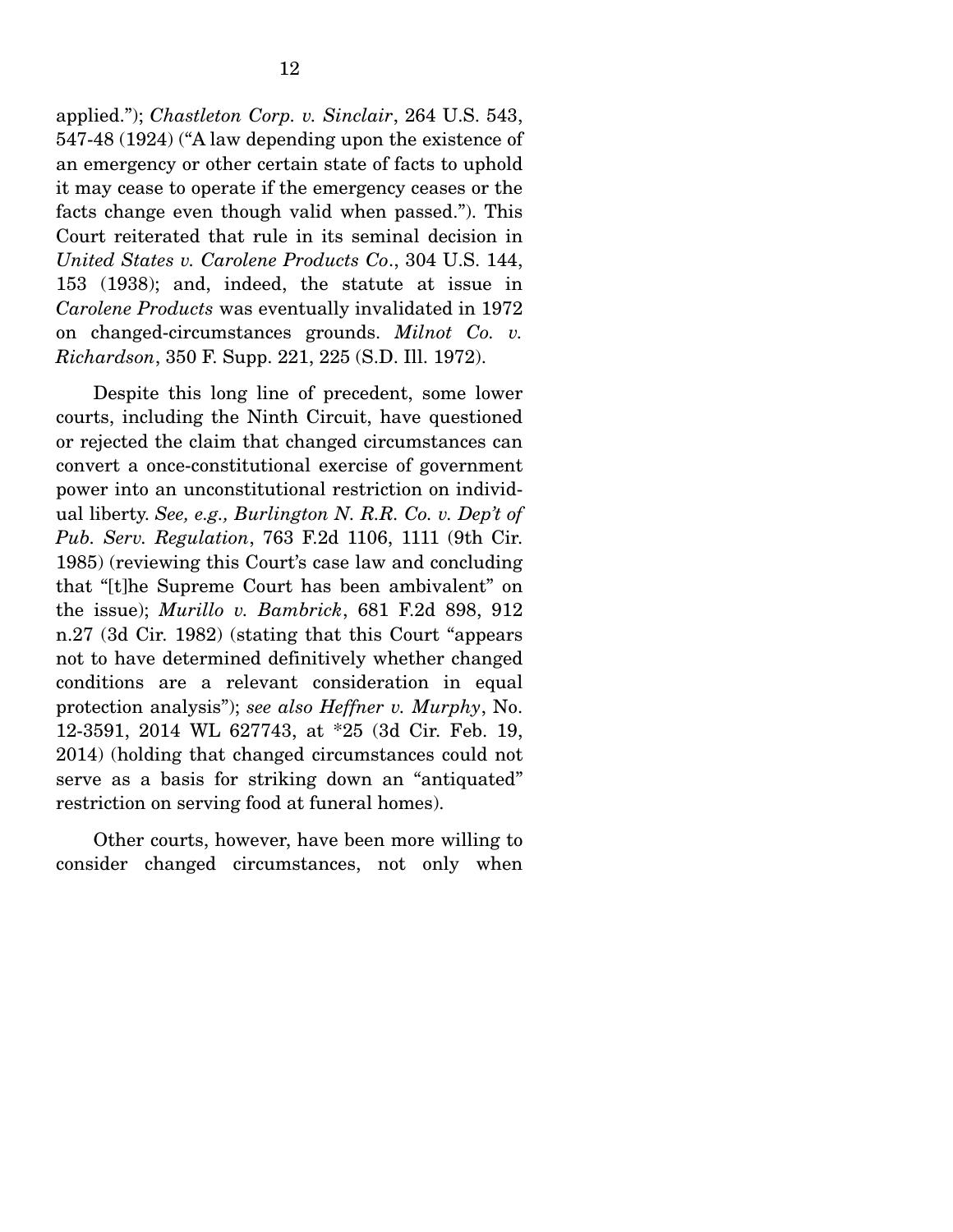applied."); *Chastleton Corp. v. Sinclair*, 264 U.S. 543, 547-48 (1924) ("A law depending upon the existence of an emergency or other certain state of facts to uphold it may cease to operate if the emergency ceases or the facts change even though valid when passed."). This Court reiterated that rule in its seminal decision in *United States v. Carolene Products Co*., 304 U.S. 144, 153 (1938); and, indeed, the statute at issue in *Carolene Products* was eventually invalidated in 1972 on changed-circumstances grounds. *Milnot Co. v. Richardson*, 350 F. Supp. 221, 225 (S.D. Ill. 1972).

Despite this long line of precedent, some lower courts, including the Ninth Circuit, have questioned or rejected the claim that changed circumstances can convert a once-constitutional exercise of government power into an unconstitutional restriction on individual liberty. *See, e.g., Burlington N. R.R. Co. v. Dep't of Pub. Serv. Regulation*, 763 F.2d 1106, 1111 (9th Cir. 1985) (reviewing this Court's case law and concluding that "[t]he Supreme Court has been ambivalent" on the issue); *Murillo v. Bambrick*, 681 F.2d 898, 912 n.27 (3d Cir. 1982) (stating that this Court "appears not to have determined definitively whether changed conditions are a relevant consideration in equal protection analysis"); *see also Heffner v. Murphy*, No. 12-3591, 2014 WL 627743, at *25 (3d Cir. Feb. 19, 2014) (holding that changed circumstances could not serve as a basis for striking down an "antiquated" restriction on serving food at funeral homes).

Other courts, however, have been more willing to consider changed circumstances, not only when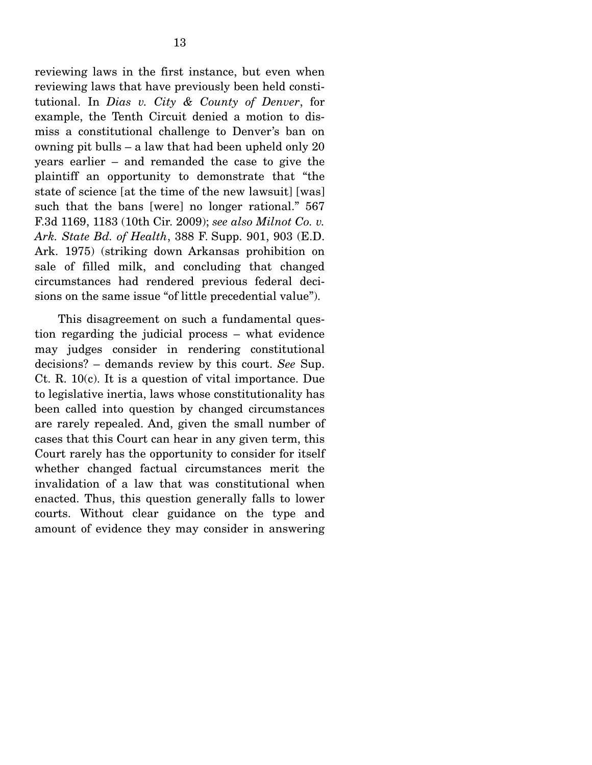reviewing laws in the first instance, but even when reviewing laws that have previously been held constitutional. In *Dias v. City & County of Denver*, for example, the Tenth Circuit denied a motion to dismiss a constitutional challenge to Denver's ban on owning pit bulls – a law that had been upheld only 20 years earlier – and remanded the case to give the plaintiff an opportunity to demonstrate that "the state of science [at the time of the new lawsuit] [was] such that the bans [were] no longer rational." 567 F.3d 1169, 1183 (10th Cir. 2009); *see also Milnot Co. v. Ark. State Bd. of Health*, 388 F. Supp. 901, 903 (E.D. Ark. 1975) (striking down Arkansas prohibition on sale of filled milk, and concluding that changed circumstances had rendered previous federal decisions on the same issue "of little precedential value").

This disagreement on such a fundamental question regarding the judicial process – what evidence may judges consider in rendering constitutional decisions? – demands review by this court. *See* Sup. Ct. R. 10(c). It is a question of vital importance. Due to legislative inertia, laws whose constitutionality has been called into question by changed circumstances are rarely repealed. And, given the small number of cases that this Court can hear in any given term, this Court rarely has the opportunity to consider for itself whether changed factual circumstances merit the invalidation of a law that was constitutional when enacted. Thus, this question generally falls to lower courts. Without clear guidance on the type and amount of evidence they may consider in answering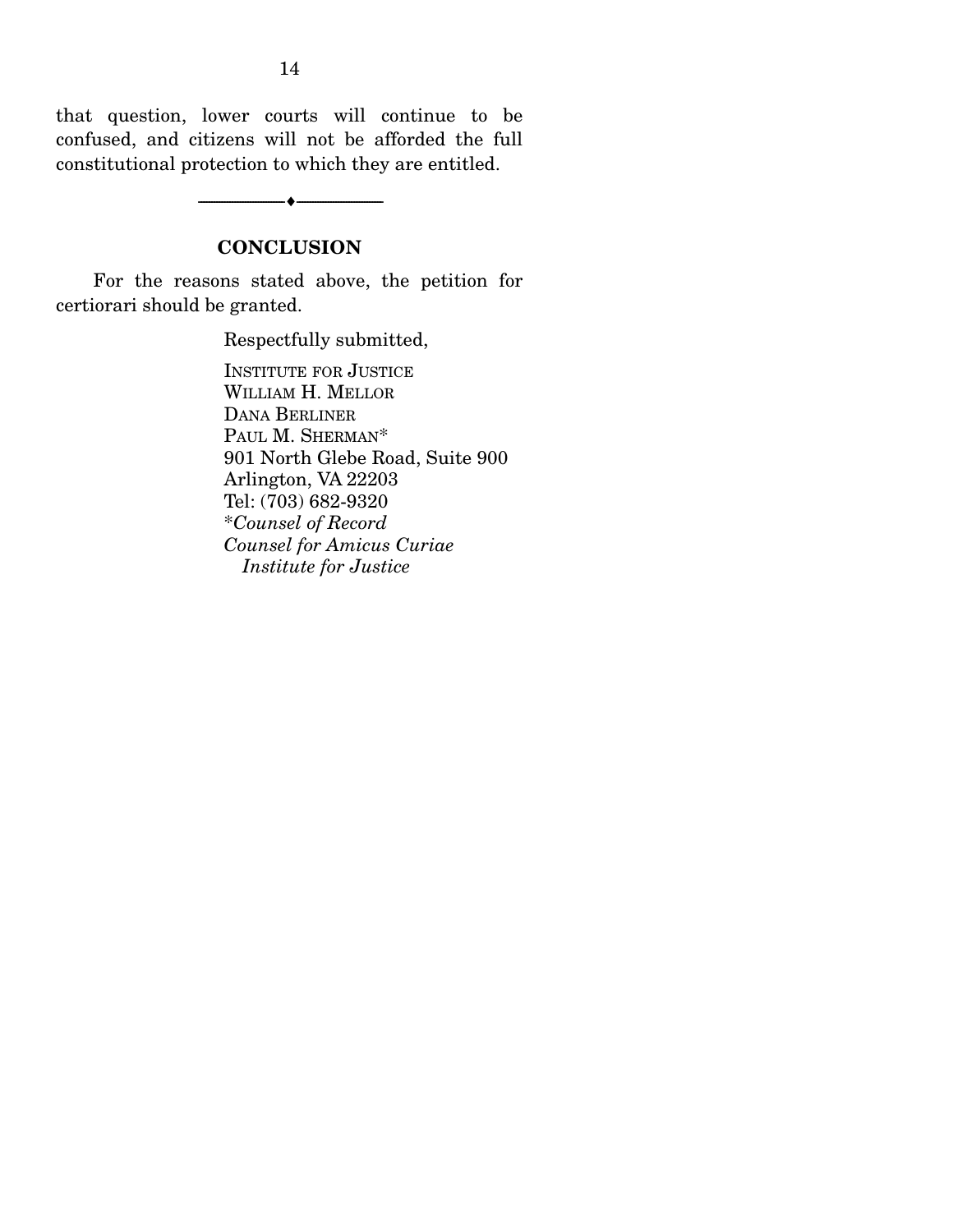that question, lower courts will continue to be confused, and citizens will not be afforded the full constitutional protection to which they are entitled.

---

## CONCLUSION

For the reasons stated above, the petition for certiorari should be granted.

Respectfully submitted,

INSTITUTE FOR JUSTICE
WILLIAM H. MELLOR
DANA BERLINER
PAUL M. SHERMAN*
901 North Glebe Road, Suite 900
Arlington, VA 22203
Tel: (703) 682-9320
*\*Counsel of Record*
*Counsel for Amicus Curiae*
*Institute for Justice*